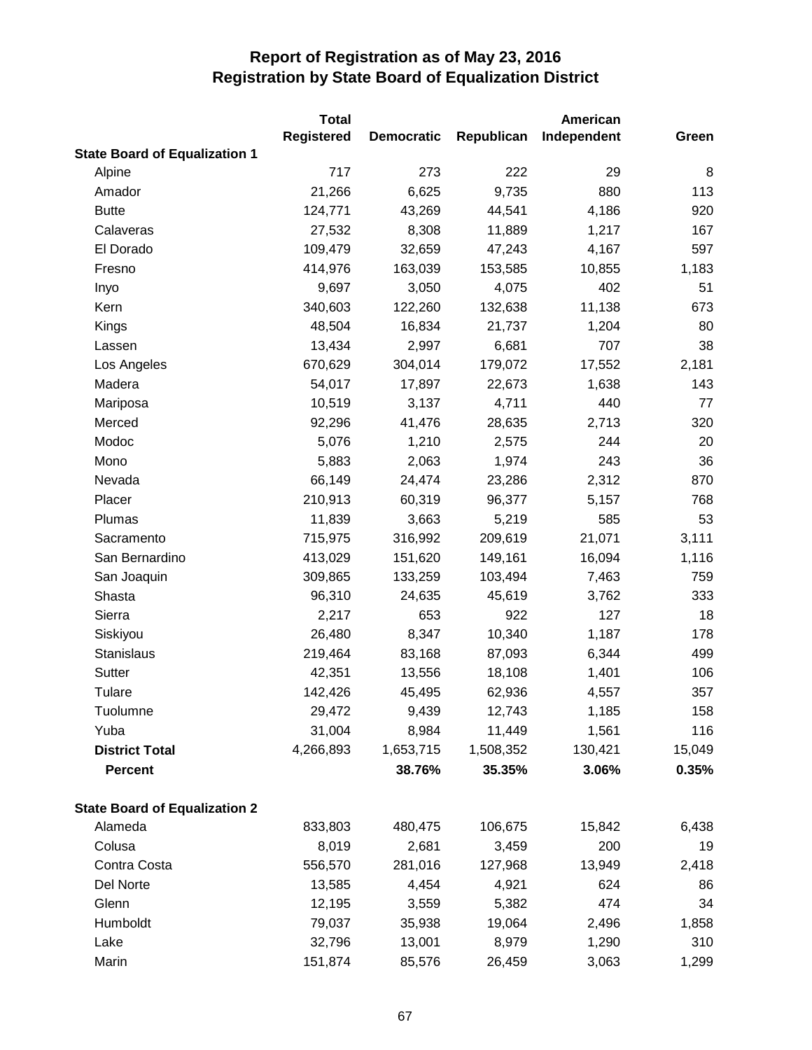# Report of Registration as of May 23, 2016
## Registration by State Board of Equalization District

| | Total Registered | Democratic | Republican | American Independent | Green |
|---|---|---|---|---|---|
| **State Board of Equalization 1** | | | | | |
| Alpine | 717 | 273 | 222 | 29 | 8 |
| Amador | 21,266 | 6,625 | 9,735 | 880 | 113 |
| Butte | 124,771 | 43,269 | 44,541 | 4,186 | 920 |
| Calaveras | 27,532 | 8,308 | 11,889 | 1,217 | 167 |
| El Dorado | 109,479 | 32,659 | 47,243 | 4,167 | 597 |
| Fresno | 414,976 | 163,039 | 153,585 | 10,855 | 1,183 |
| Inyo | 9,697 | 3,050 | 4,075 | 402 | 51 |
| Kern | 340,603 | 122,260 | 132,638 | 11,138 | 673 |
| Kings | 48,504 | 16,834 | 21,737 | 1,204 | 80 |
| Lassen | 13,434 | 2,997 | 6,681 | 707 | 38 |
| Los Angeles | 670,629 | 304,014 | 179,072 | 17,552 | 2,181 |
| Madera | 54,017 | 17,897 | 22,673 | 1,638 | 143 |
| Mariposa | 10,519 | 3,137 | 4,711 | 440 | 77 |
| Merced | 92,296 | 41,476 | 28,635 | 2,713 | 320 |
| Modoc | 5,076 | 1,210 | 2,575 | 244 | 20 |
| Mono | 5,883 | 2,063 | 1,974 | 243 | 36 |
| Nevada | 66,149 | 24,474 | 23,286 | 2,312 | 870 |
| Placer | 210,913 | 60,319 | 96,377 | 5,157 | 768 |
| Plumas | 11,839 | 3,663 | 5,219 | 585 | 53 |
| Sacramento | 715,975 | 316,992 | 209,619 | 21,071 | 3,111 |
| San Bernardino | 413,029 | 151,620 | 149,161 | 16,094 | 1,116 |
| San Joaquin | 309,865 | 133,259 | 103,494 | 7,463 | 759 |
| Shasta | 96,310 | 24,635 | 45,619 | 3,762 | 333 |
| Sierra | 2,217 | 653 | 922 | 127 | 18 |
| Siskiyou | 26,480 | 8,347 | 10,340 | 1,187 | 178 |
| Stanislaus | 219,464 | 83,168 | 87,093 | 6,344 | 499 |
| Sutter | 42,351 | 13,556 | 18,108 | 1,401 | 106 |
| Tulare | 142,426 | 45,495 | 62,936 | 4,557 | 357 |
| Tuolumne | 29,472 | 9,439 | 12,743 | 1,185 | 158 |
| Yuba | 31,004 | 8,984 | 11,449 | 1,561 | 116 |
| **District Total** | 4,266,893 | 1,653,715 | 1,508,352 | 130,421 | 15,049 |
| **Percent** | | **38.76%** | **35.35%** | **3.06%** | **0.35%** |
| | | | | | |
| **State Board of Equalization 2** | | | | | |
| Alameda | 833,803 | 480,475 | 106,675 | 15,842 | 6,438 |
| Colusa | 8,019 | 2,681 | 3,459 | 200 | 19 |
| Contra Costa | 556,570 | 281,016 | 127,968 | 13,949 | 2,418 |
| Del Norte | 13,585 | 4,454 | 4,921 | 624 | 86 |
| Glenn | 12,195 | 3,559 | 5,382 | 474 | 34 |
| Humboldt | 79,037 | 35,938 | 19,064 | 2,496 | 1,858 |
| Lake | 32,796 | 13,001 | 8,979 | 1,290 | 310 |
| Marin | 151,874 | 85,576 | 26,459 | 3,063 | 1,299 |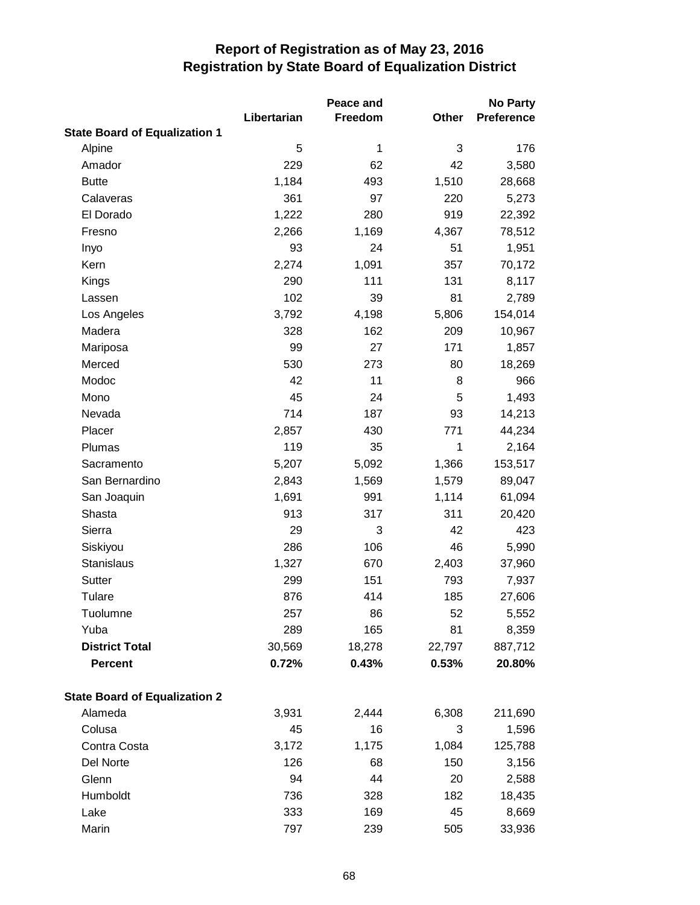# Report of Registration as of May 23, 2016
## Registration by State Board of Equalization District

| | Libertarian | Peace and Freedom | Other | No Party Preference |
|---|---|---|---|---|
| **State Board of Equalization 1** | | | | |
| Alpine | 5 | 1 | 3 | 176 |
| Amador | 229 | 62 | 42 | 3,580 |
| Butte | 1,184 | 493 | 1,510 | 28,668 |
| Calaveras | 361 | 97 | 220 | 5,273 |
| El Dorado | 1,222 | 280 | 919 | 22,392 |
| Fresno | 2,266 | 1,169 | 4,367 | 78,512 |
| Inyo | 93 | 24 | 51 | 1,951 |
| Kern | 2,274 | 1,091 | 357 | 70,172 |
| Kings | 290 | 111 | 131 | 8,117 |
| Lassen | 102 | 39 | 81 | 2,789 |
| Los Angeles | 3,792 | 4,198 | 5,806 | 154,014 |
| Madera | 328 | 162 | 209 | 10,967 |
| Mariposa | 99 | 27 | 171 | 1,857 |
| Merced | 530 | 273 | 80 | 18,269 |
| Modoc | 42 | 11 | 8 | 966 |
| Mono | 45 | 24 | 5 | 1,493 |
| Nevada | 714 | 187 | 93 | 14,213 |
| Placer | 2,857 | 430 | 771 | 44,234 |
| Plumas | 119 | 35 | 1 | 2,164 |
| Sacramento | 5,207 | 5,092 | 1,366 | 153,517 |
| San Bernardino | 2,843 | 1,569 | 1,579 | 89,047 |
| San Joaquin | 1,691 | 991 | 1,114 | 61,094 |
| Shasta | 913 | 317 | 311 | 20,420 |
| Sierra | 29 | 3 | 42 | 423 |
| Siskiyou | 286 | 106 | 46 | 5,990 |
| Stanislaus | 1,327 | 670 | 2,403 | 37,960 |
| Sutter | 299 | 151 | 793 | 7,937 |
| Tulare | 876 | 414 | 185 | 27,606 |
| Tuolumne | 257 | 86 | 52 | 5,552 |
| Yuba | 289 | 165 | 81 | 8,359 |
| **District Total** | 30,569 | 18,278 | 22,797 | 887,712 |
| **Percent** | **0.72%** | **0.43%** | **0.53%** | **20.80%** |
| | | | | |
| **State Board of Equalization 2** | | | | |
| Alameda | 3,931 | 2,444 | 6,308 | 211,690 |
| Colusa | 45 | 16 | 3 | 1,596 |
| Contra Costa | 3,172 | 1,175 | 1,084 | 125,788 |
| Del Norte | 126 | 68 | 150 | 3,156 |
| Glenn | 94 | 44 | 20 | 2,588 |
| Humboldt | 736 | 328 | 182 | 18,435 |
| Lake | 333 | 169 | 45 | 8,669 |
| Marin | 797 | 239 | 505 | 33,936 |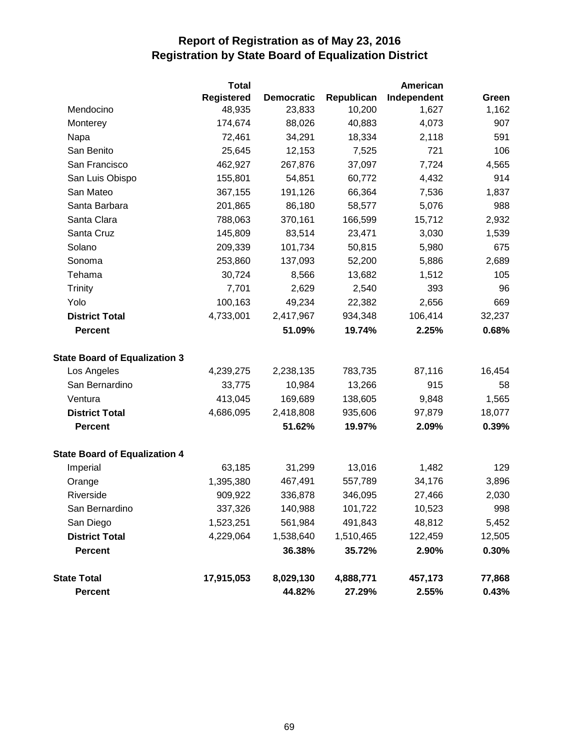# Report of Registration as of May 23, 2016
## Registration by State Board of Equalization District

| | Total Registered | Democratic | Republican | American Independent | Green |
|---|---|---|---|---|---|
| Mendocino | 48,935 | 23,833 | 10,200 | 1,627 | 1,162 |
| Monterey | 174,674 | 88,026 | 40,883 | 4,073 | 907 |
| Napa | 72,461 | 34,291 | 18,334 | 2,118 | 591 |
| San Benito | 25,645 | 12,153 | 7,525 | 721 | 106 |
| San Francisco | 462,927 | 267,876 | 37,097 | 7,724 | 4,565 |
| San Luis Obispo | 155,801 | 54,851 | 60,772 | 4,432 | 914 |
| San Mateo | 367,155 | 191,126 | 66,364 | 7,536 | 1,837 |
| Santa Barbara | 201,865 | 86,180 | 58,577 | 5,076 | 988 |
| Santa Clara | 788,063 | 370,161 | 166,599 | 15,712 | 2,932 |
| Santa Cruz | 145,809 | 83,514 | 23,471 | 3,030 | 1,539 |
| Solano | 209,339 | 101,734 | 50,815 | 5,980 | 675 |
| Sonoma | 253,860 | 137,093 | 52,200 | 5,886 | 2,689 |
| Tehama | 30,724 | 8,566 | 13,682 | 1,512 | 105 |
| Trinity | 7,701 | 2,629 | 2,540 | 393 | 96 |
| Yolo | 100,163 | 49,234 | 22,382 | 2,656 | 669 |
| **District Total** | 4,733,001 | 2,417,967 | 934,348 | 106,414 | 32,237 |
| **Percent** | | **51.09%** | **19.74%** | **2.25%** | **0.68%** |
| **State Board of Equalization 3** | | | | | |
| Los Angeles | 4,239,275 | 2,238,135 | 783,735 | 87,116 | 16,454 |
| San Bernardino | 33,775 | 10,984 | 13,266 | 915 | 58 |
| Ventura | 413,045 | 169,689 | 138,605 | 9,848 | 1,565 |
| **District Total** | 4,686,095 | 2,418,808 | 935,606 | 97,879 | 18,077 |
| **Percent** | | **51.62%** | **19.97%** | **2.09%** | **0.39%** |
| **State Board of Equalization 4** | | | | | |
| Imperial | 63,185 | 31,299 | 13,016 | 1,482 | 129 |
| Orange | 1,395,380 | 467,491 | 557,789 | 34,176 | 3,896 |
| Riverside | 909,922 | 336,878 | 346,095 | 27,466 | 2,030 |
| San Bernardino | 337,326 | 140,988 | 101,722 | 10,523 | 998 |
| San Diego | 1,523,251 | 561,984 | 491,843 | 48,812 | 5,452 |
| **District Total** | 4,229,064 | 1,538,640 | 1,510,465 | 122,459 | 12,505 |
| **Percent** | | **36.38%** | **35.72%** | **2.90%** | **0.30%** |
| **State Total** | **17,915,053** | **8,029,130** | **4,888,771** | **457,173** | **77,868** |
| **Percent** | | **44.82%** | **27.29%** | **2.55%** | **0.43%** |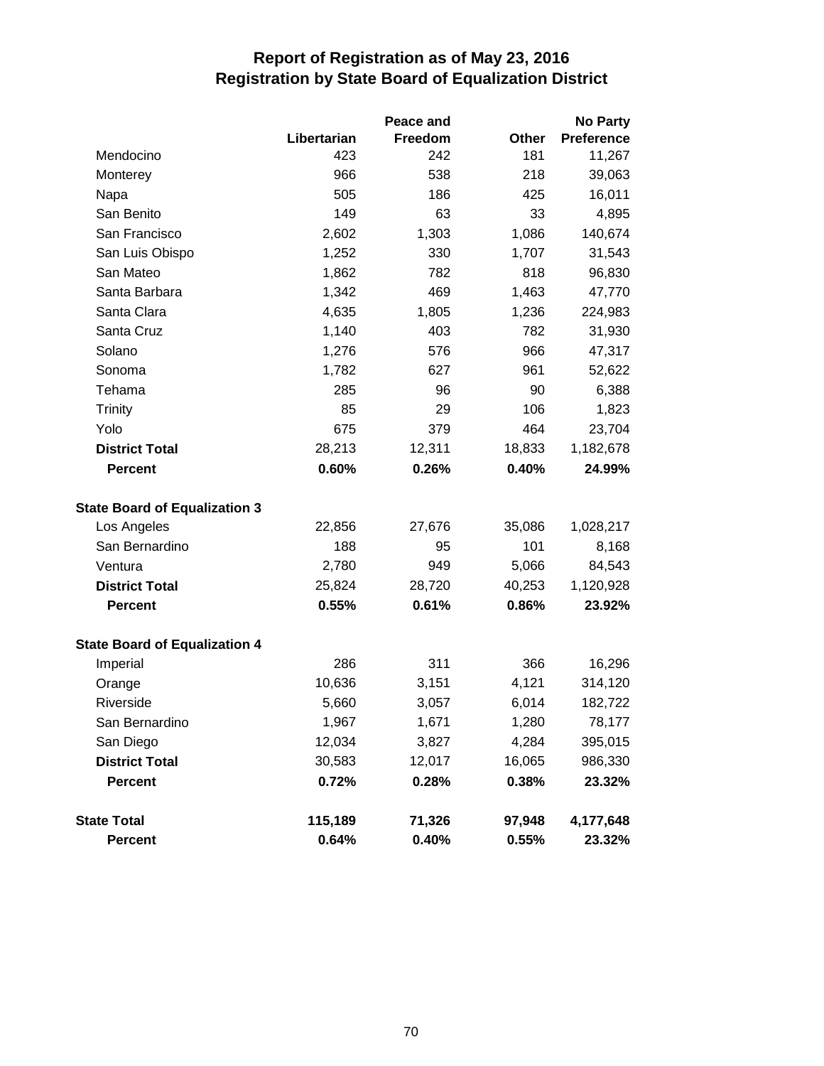# Report of Registration as of May 23, 2016
## Registration by State Board of Equalization District

| | Libertarian | Peace and Freedom | Other | No Party Preference |
|---|---|---|---|---|
| Mendocino | 423 | 242 | 181 | 11,267 |
| Monterey | 966 | 538 | 218 | 39,063 |
| Napa | 505 | 186 | 425 | 16,011 |
| San Benito | 149 | 63 | 33 | 4,895 |
| San Francisco | 2,602 | 1,303 | 1,086 | 140,674 |
| San Luis Obispo | 1,252 | 330 | 1,707 | 31,543 |
| San Mateo | 1,862 | 782 | 818 | 96,830 |
| Santa Barbara | 1,342 | 469 | 1,463 | 47,770 |
| Santa Clara | 4,635 | 1,805 | 1,236 | 224,983 |
| Santa Cruz | 1,140 | 403 | 782 | 31,930 |
| Solano | 1,276 | 576 | 966 | 47,317 |
| Sonoma | 1,782 | 627 | 961 | 52,622 |
| Tehama | 285 | 96 | 90 | 6,388 |
| Trinity | 85 | 29 | 106 | 1,823 |
| Yolo | 675 | 379 | 464 | 23,704 |
| **District Total** | 28,213 | 12,311 | 18,833 | 1,182,678 |
| **Percent** | **0.60%** | **0.26%** | **0.40%** | **24.99%** |
| **State Board of Equalization 3** | | | | |
| Los Angeles | 22,856 | 27,676 | 35,086 | 1,028,217 |
| San Bernardino | 188 | 95 | 101 | 8,168 |
| Ventura | 2,780 | 949 | 5,066 | 84,543 |
| **District Total** | 25,824 | 28,720 | 40,253 | 1,120,928 |
| **Percent** | **0.55%** | **0.61%** | **0.86%** | **23.92%** |
| **State Board of Equalization 4** | | | | |
| Imperial | 286 | 311 | 366 | 16,296 |
| Orange | 10,636 | 3,151 | 4,121 | 314,120 |
| Riverside | 5,660 | 3,057 | 6,014 | 182,722 |
| San Bernardino | 1,967 | 1,671 | 1,280 | 78,177 |
| San Diego | 12,034 | 3,827 | 4,284 | 395,015 |
| **District Total** | 30,583 | 12,017 | 16,065 | 986,330 |
| **Percent** | **0.72%** | **0.28%** | **0.38%** | **23.32%** |
| **State Total** | **115,189** | **71,326** | **97,948** | **4,177,648** |
| **Percent** | **0.64%** | **0.40%** | **0.55%** | **23.32%** |